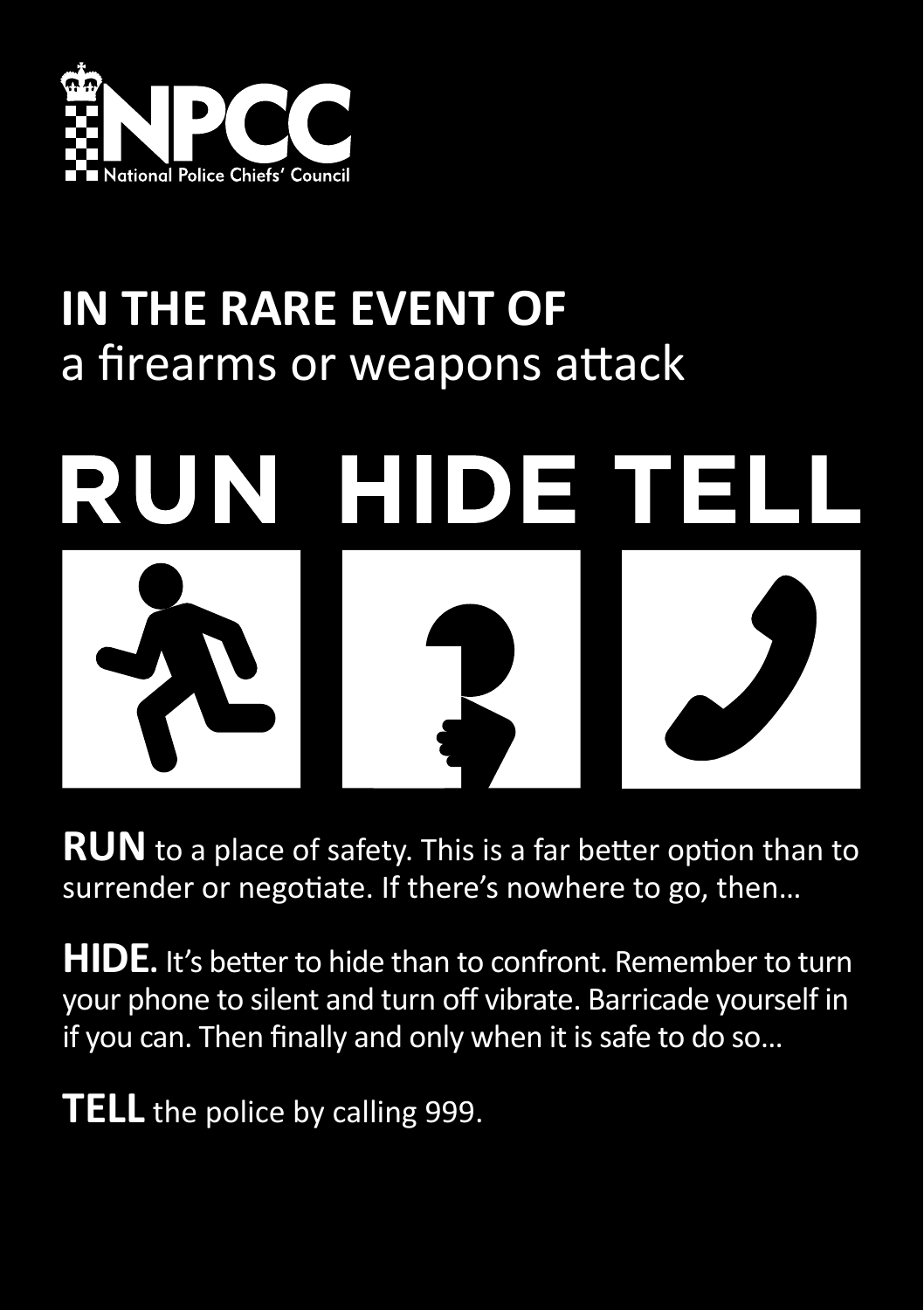NPCC
National Police Chiefs' Council

# IN THE RARE EVENT OF
## a firearms or weapons attack

# RUN HIDE TELL

**RUN** to a place of safety. This is a far better option than to surrender or negotiate. If there's nowhere to go, then…

**HIDE.** It's better to hide than to confront. Remember to turn your phone to silent and turn off vibrate. Barricade yourself in if you can. Then finally and only when it is safe to do so…

**TELL** the police by calling 999.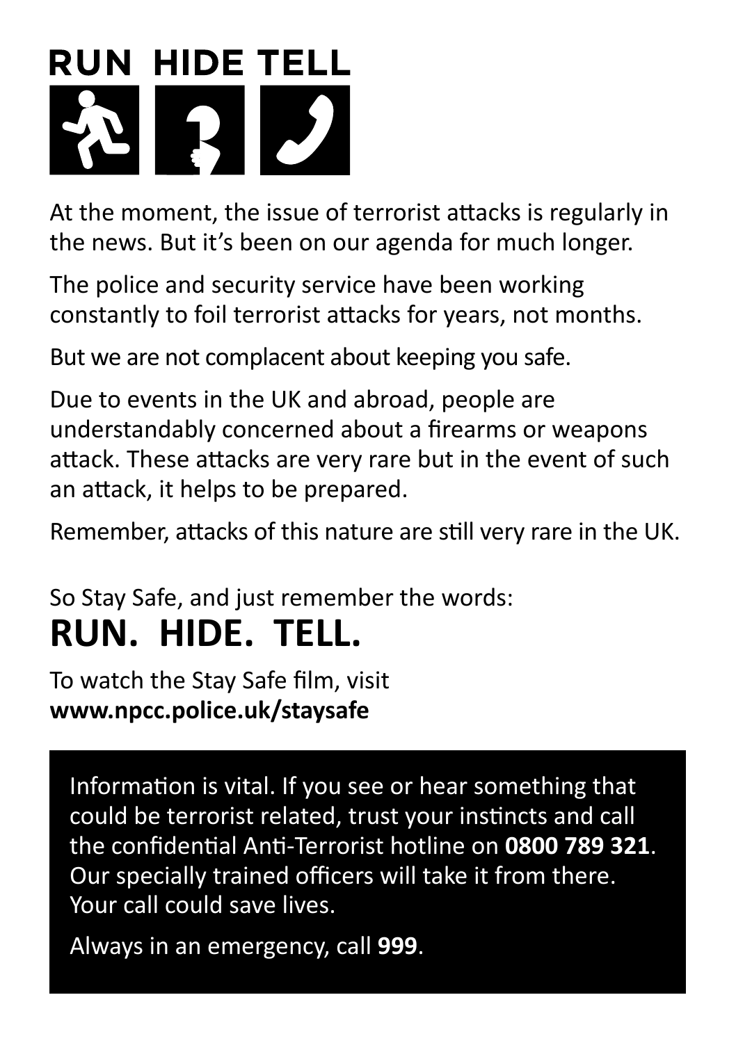# RUN HIDE TELL

At the moment, the issue of terrorist attacks is regularly in the news. But it's been on our agenda for much longer.

The police and security service have been working constantly to foil terrorist attacks for years, not months.

But we are not complacent about keeping you safe.

Due to events in the UK and abroad, people are understandably concerned about a firearms or weapons attack. These attacks are very rare but in the event of such an attack, it helps to be prepared.

Remember, attacks of this nature are still very rare in the UK.

So Stay Safe, and just remember the words:

**RUN. HIDE. TELL.**

To watch the Stay Safe film, visit
**www.npcc.police.uk/staysafe**

Information is vital. If you see or hear something that could be terrorist related, trust your instincts and call the confidential Anti-Terrorist hotline on **0800 789 321**. Our specially trained officers will take it from there. Your call could save lives.

Always in an emergency, call **999**.